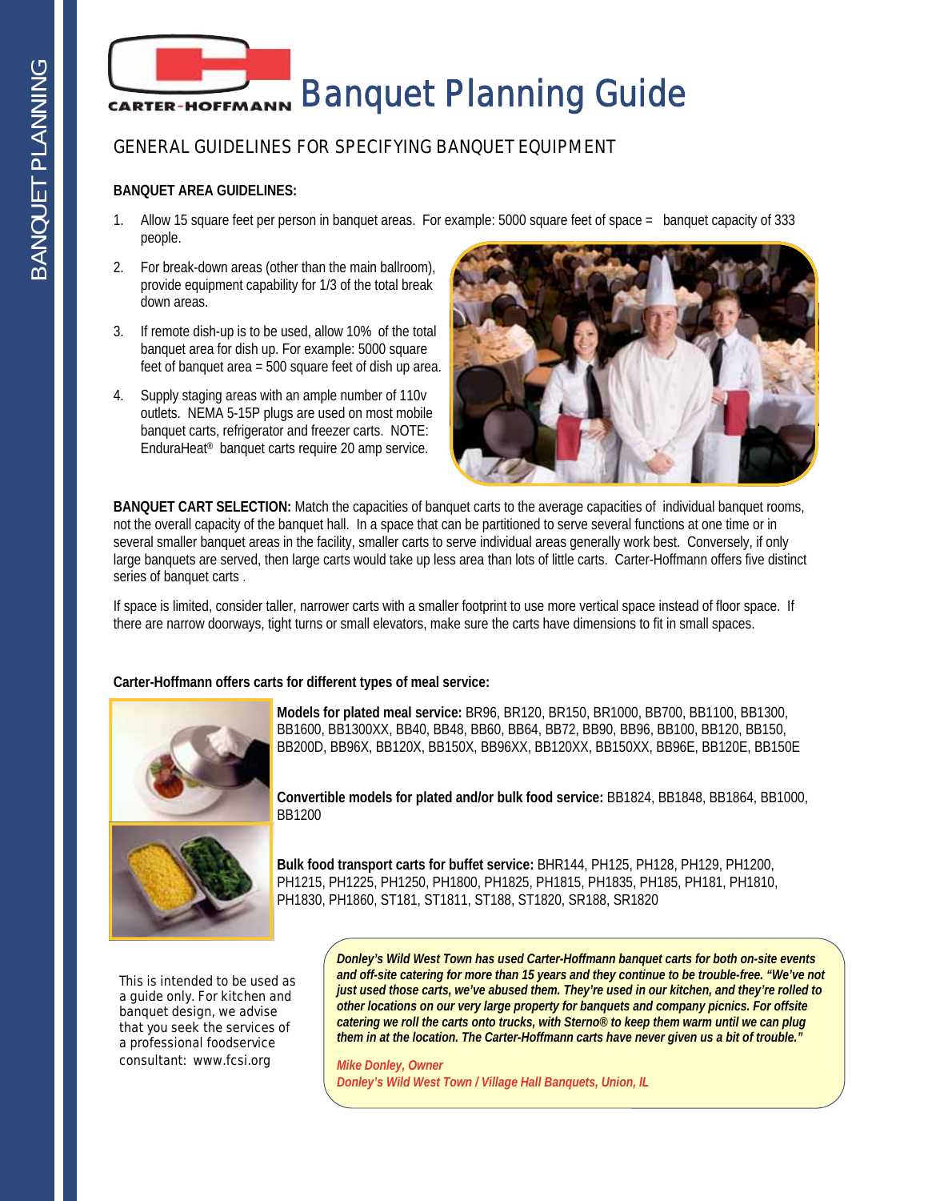／# Banquet Planning Guide

## GENERAL GUIDELINES FOR SPECIFYING BANQUET EQUIPMENT

**BANQUET AREA GUIDELINES:**

1. Allow 15 square feet per person in banquet areas. For example: 5000 square feet of space = banquet capacity of 333 people.
2. For break-down areas (other than the main ballroom), provide equipment capability for 1/3 of the total break down areas.
3. If remote dish-up is to be used, allow 10% of the total banquet area for dish up. For example: 5000 square feet of banquet area = 500 square feet of dish up area.
4. Supply staging areas with an ample number of 110v outlets. NEMA 5-15P plugs are used on most mobile banquet carts, refrigerator and freezer carts. NOTE: EnduraHeat® banquet carts require 20 amp service.

**BANQUET CART SELECTION:** Match the capacities of banquet carts to the average capacities of individual banquet rooms, not the overall capacity of the banquet hall. In a space that can be partitioned to serve several functions at one time or in several smaller banquet areas in the facility, smaller carts to serve individual areas generally work best. Conversely, if only large banquets are served, then large carts would take up less area than lots of little carts. Carter-Hoffmann offers five distinct series of banquet carts .

If space is limited, consider taller, narrower carts with a smaller footprint to use more vertical space instead of floor space. If there are narrow doorways, tight turns or small elevators, make sure the carts have dimensions to fit in small spaces.

**Carter-Hoffmann offers carts for different types of meal service:**

**Models for plated meal service:** BR96, BR120, BR150, BR1000, BB700, BB1100, BB1300, BB1600, BB1300XX, BB40, BB48, BB60, BB64, BB72, BB90, BB96, BB100, BB120, BB150, BB200D, BB96X, BB120X, BB150X, BB96XX, BB120XX, BB150XX, BB96E, BB120E, BB150E

**Convertible models for plated and/or bulk food service:** BB1824, BB1848, BB1864, BB1000, BB1200

**Bulk food transport carts for buffet service:** BHR144, PH125, PH128, PH129, PH1200, PH1215, PH1225, PH1250, PH1800, PH1825, PH1815, PH1835, PH185, PH181, PH1810, PH1830, PH1860, ST181, ST1811, ST188, ST1820, SR188, SR1820

This is intended to be used as a guide only. For kitchen and banquet design, we advise that you seek the services of a professional foodservice consultant: www.fcsi.org

***Donley's Wild West Town has used Carter-Hoffmann banquet carts for both on-site events and off-site catering for more than 15 years and they continue to be trouble-free. "We've not just used those carts, we've abused them. They're used in our kitchen, and they're rolled to other locations on our very large property for banquets and company picnics. For offsite catering we roll the carts onto trucks, with Sterno® to keep them warm until we can plug them in at the location. The Carter-Hoffmann carts have never given us a bit of trouble."***

*Mike Donley, Owner*
*Donley's Wild West Town / Village Hall Banquets, Union, IL*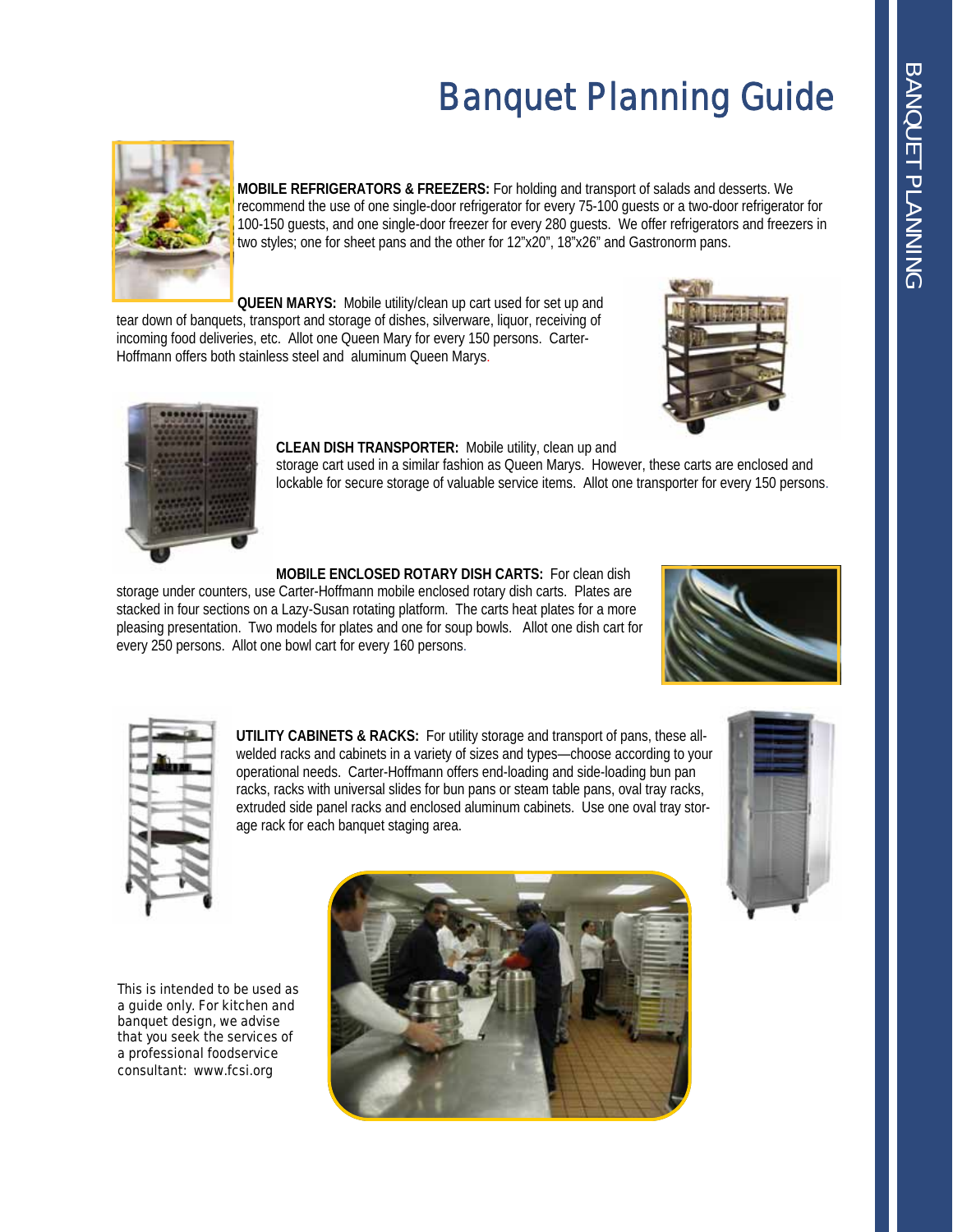# Banquet Planning Guide

**MOBILE REFRIGERATORS & FREEZERS:** For holding and transport of salads and desserts. We recommend the use of one single-door refrigerator for every 75-100 guests or a two-door refrigerator for 100-150 guests, and one single-door freezer for every 280 guests. We offer refrigerators and freezers in two styles; one for sheet pans and the other for 12"x20", 18"x26" and Gastronorm pans.

**QUEEN MARYS:** Mobile utility/clean up cart used for set up and tear down of banquets, transport and storage of dishes, silverware, liquor, receiving of incoming food deliveries, etc. Allot one Queen Mary for every 150 persons. Carter-Hoffmann offers both stainless steel and aluminum Queen Marys.

**CLEAN DISH TRANSPORTER:** Mobile utility, clean up and storage cart used in a similar fashion as Queen Marys. However, these carts are enclosed and lockable for secure storage of valuable service items. Allot one transporter for every 150 persons.

**MOBILE ENCLOSED ROTARY DISH CARTS:** For clean dish storage under counters, use Carter-Hoffmann mobile enclosed rotary dish carts. Plates are stacked in four sections on a Lazy-Susan rotating platform. The carts heat plates for a more pleasing presentation. Two models for plates and one for soup bowls. Allot one dish cart for every 250 persons. Allot one bowl cart for every 160 persons.

**UTILITY CABINETS & RACKS:** For utility storage and transport of pans, these all-welded racks and cabinets in a variety of sizes and types—choose according to your operational needs. Carter-Hoffmann offers end-loading and side-loading bun pan racks, racks with universal slides for bun pans or steam table pans, oval tray racks, extruded side panel racks and enclosed aluminum cabinets. Use one oval tray storage rack for each banquet staging area.

This is intended to be used as a guide only. For kitchen and banquet design, we advise that you seek the services of a professional foodservice consultant: www.fcsi.org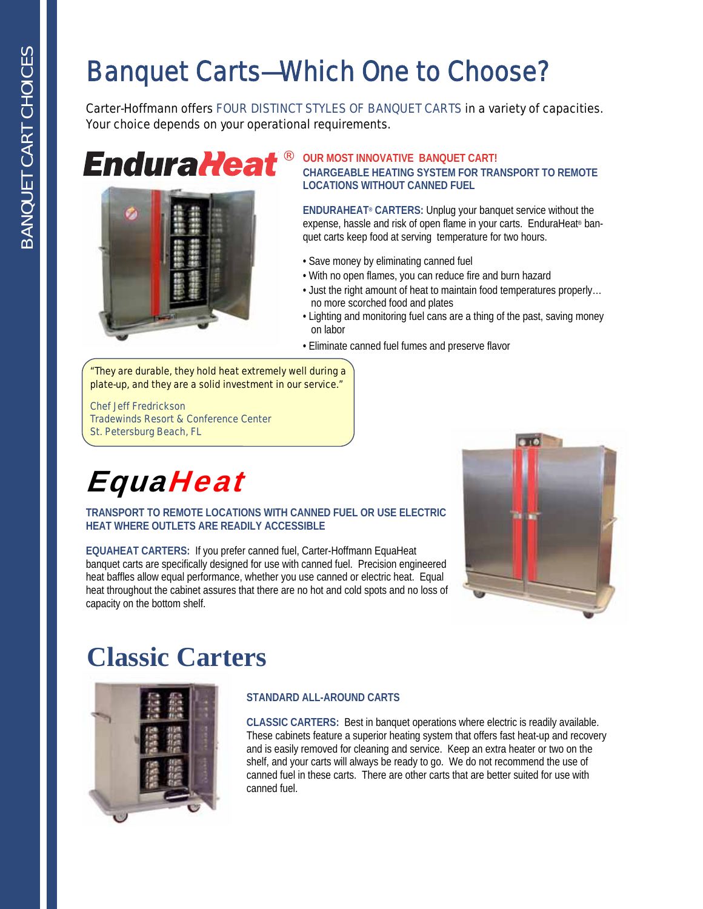# Banquet Carts—Which One to Choose?

Carter-Hoffmann offers FOUR DISTINCT STYLES OF BANQUET CARTS in a variety of capacities. Your choice depends on your operational requirements.

## EnduraHeat®

**OUR MOST INNOVATIVE BANQUET CART!**
**CHARGEABLE HEATING SYSTEM FOR TRANSPORT TO REMOTE LOCATIONS WITHOUT CANNED FUEL**

**ENDURAHEAT® CARTERS:** Unplug your banquet service without the expense, hassle and risk of open flame in your carts. EnduraHeat® banquet carts keep food at serving temperature for two hours.

- Save money by eliminating canned fuel
- With no open flames, you can reduce fire and burn hazard
- Just the right amount of heat to maintain food temperatures properly… no more scorched food and plates
- Lighting and monitoring fuel cans are a thing of the past, saving money on labor
- Eliminate canned fuel fumes and preserve flavor

"They are durable, they hold heat extremely well during a plate-up, and they are a solid investment in our service."

Chef Jeff Fredrickson
Tradewinds Resort & Conference Center
St. Petersburg Beach, FL

## EquaHeat

**TRANSPORT TO REMOTE LOCATIONS WITH CANNED FUEL OR USE ELECTRIC HEAT WHERE OUTLETS ARE READILY ACCESSIBLE**

**EQUAHEAT CARTERS:** If you prefer canned fuel, Carter-Hoffmann EquaHeat banquet carts are specifically designed for use with canned fuel. Precision engineered heat baffles allow equal performance, whether you use canned or electric heat. Equal heat throughout the cabinet assures that there are no hot and cold spots and no loss of capacity on the bottom shelf.

## Classic Carters

**STANDARD ALL-AROUND CARTS**

**CLASSIC CARTERS:** Best in banquet operations where electric is readily available. These cabinets feature a superior heating system that offers fast heat-up and recovery and is easily removed for cleaning and service. Keep an extra heater or two on the shelf, and your carts will always be ready to go. We do not recommend the use of canned fuel in these carts. There are other carts that are better suited for use with canned fuel.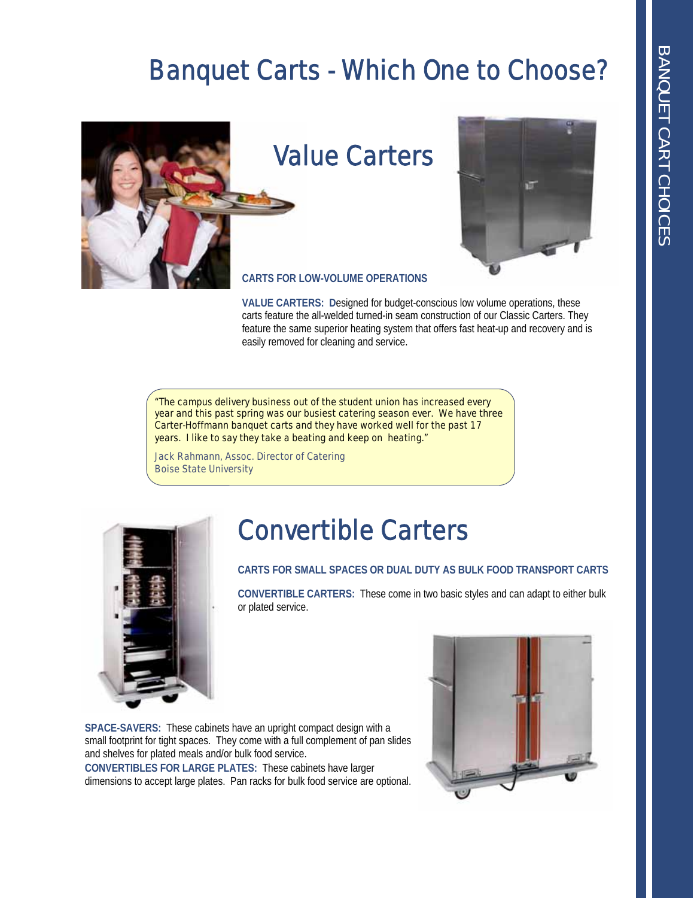# Banquet Carts - Which One to Choose?

## Value Carters

**CARTS FOR LOW-VOLUME OPERATIONS**

**VALUE CARTERS:** Designed for budget-conscious low volume operations, these carts feature the all-welded turned-in seam construction of our Classic Carters. They feature the same superior heating system that offers fast heat-up and recovery and is easily removed for cleaning and service.

> *"The campus delivery business out of the student union has increased every year and this past spring was our busiest catering season ever. We have three Carter-Hoffmann banquet carts and they have worked well for the past 17 years. I like to say they take a beating and keep on heating."*
>
> Jack Rahmann, Assoc. Director of Catering
> Boise State University

## Convertible Carters

**CARTS FOR SMALL SPACES OR DUAL DUTY AS BULK FOOD TRANSPORT CARTS**

**CONVERTIBLE CARTERS:** These come in two basic styles and can adapt to either bulk or plated service.

**SPACE-SAVERS:** These cabinets have an upright compact design with a small footprint for tight spaces. They come with a full complement of pan slides and shelves for plated meals and/or bulk food service.

**CONVERTIBLES FOR LARGE PLATES:** These cabinets have larger dimensions to accept large plates. Pan racks for bulk food service are optional.